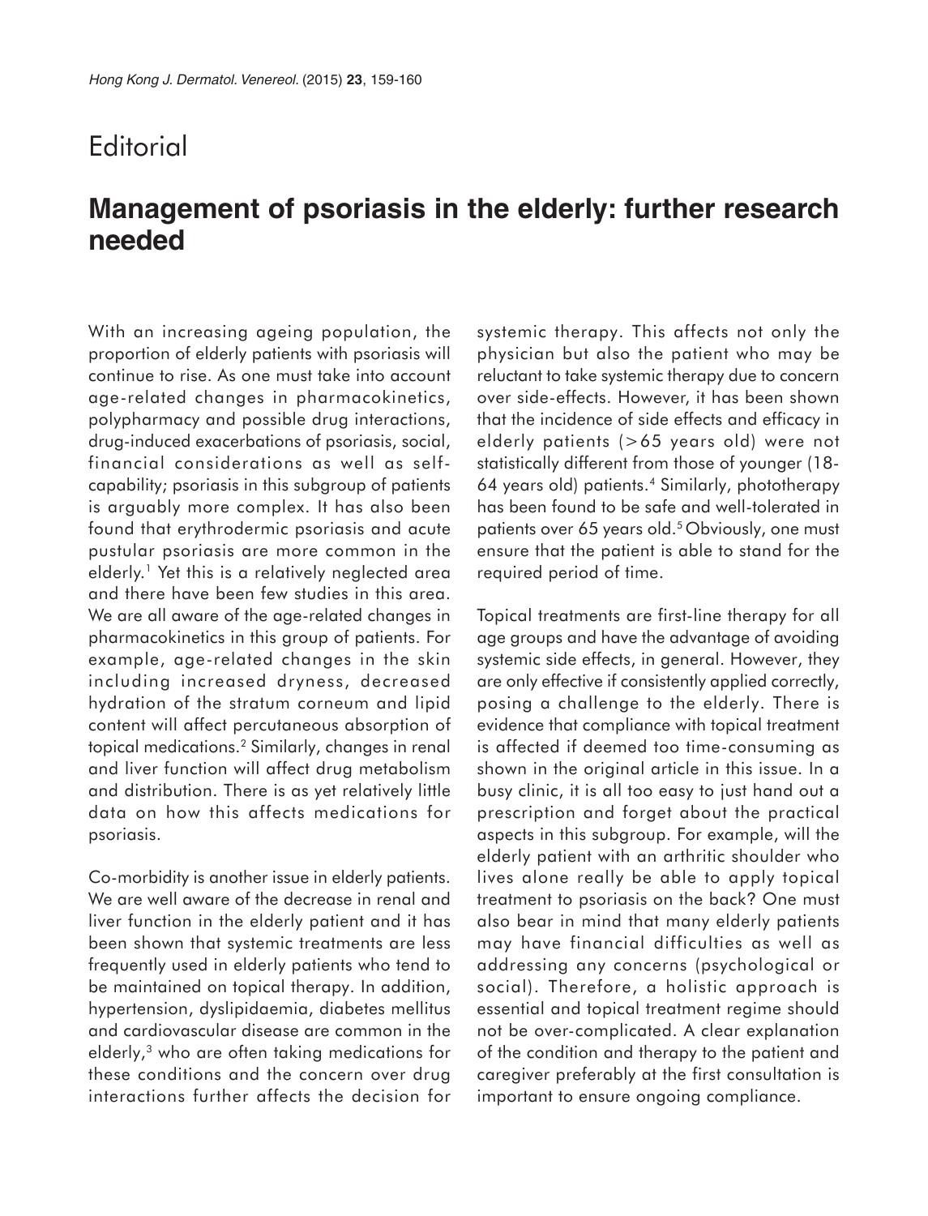Editorial

# Management of psoriasis in the elderly: further research needed

With an increasing ageing population, the proportion of elderly patients with psoriasis will continue to rise. As one must take into account age-related changes in pharmacokinetics, polypharmacy and possible drug interactions, drug-induced exacerbations of psoriasis, social, financial considerations as well as self-capability; psoriasis in this subgroup of patients is arguably more complex. It has also been found that erythrodermic psoriasis and acute pustular psoriasis are more common in the elderly.[1] Yet this is a relatively neglected area and there have been few studies in this area. We are all aware of the age-related changes in pharmacokinetics in this group of patients. For example, age-related changes in the skin including increased dryness, decreased hydration of the stratum corneum and lipid content will affect percutaneous absorption of topical medications.[2] Similarly, changes in renal and liver function will affect drug metabolism and distribution. There is as yet relatively little data on how this affects medications for psoriasis.

Co-morbidity is another issue in elderly patients. We are well aware of the decrease in renal and liver function in the elderly patient and it has been shown that systemic treatments are less frequently used in elderly patients who tend to be maintained on topical therapy. In addition, hypertension, dyslipidaemia, diabetes mellitus and cardiovascular disease are common in the elderly,[3] who are often taking medications for these conditions and the concern over drug interactions further affects the decision for systemic therapy. This affects not only the physician but also the patient who may be reluctant to take systemic therapy due to concern over side-effects. However, it has been shown that the incidence of side effects and efficacy in elderly patients (>65 years old) were not statistically different from those of younger (18-64 years old) patients.[4] Similarly, phototherapy has been found to be safe and well-tolerated in patients over 65 years old.[5] Obviously, one must ensure that the patient is able to stand for the required period of time.

Topical treatments are first-line therapy for all age groups and have the advantage of avoiding systemic side effects, in general. However, they are only effective if consistently applied correctly, posing a challenge to the elderly. There is evidence that compliance with topical treatment is affected if deemed too time-consuming as shown in the original article in this issue. In a busy clinic, it is all too easy to just hand out a prescription and forget about the practical aspects in this subgroup. For example, will the elderly patient with an arthritic shoulder who lives alone really be able to apply topical treatment to psoriasis on the back? One must also bear in mind that many elderly patients may have financial difficulties as well as addressing any concerns (psychological or social). Therefore, a holistic approach is essential and topical treatment regime should not be over-complicated. A clear explanation of the condition and therapy to the patient and caregiver preferably at the first consultation is important to ensure ongoing compliance.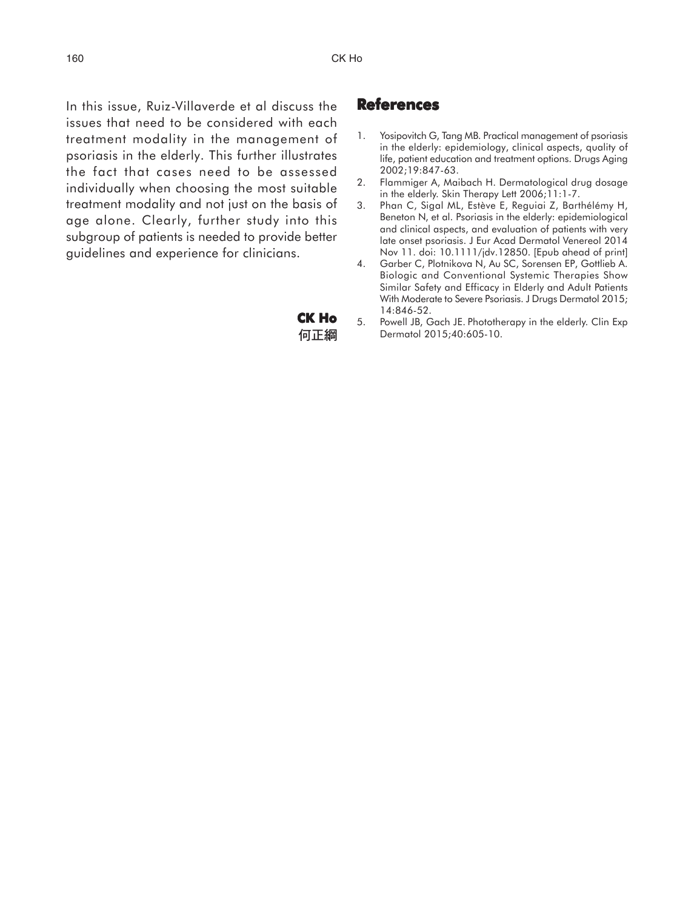In this issue, Ruiz-Villaverde et al discuss the issues that need to be considered with each treatment modality in the management of psoriasis in the elderly. This further illustrates the fact that cases need to be assessed individually when choosing the most suitable treatment modality and not just on the basis of age alone. Clearly, further study into this subgroup of patients is needed to provide better guidelines and experience for clinicians.

**CK Ho**
**何正綱**

## References

1. Yosipovitch G, Tang MB. Practical management of psoriasis in the elderly: epidemiology, clinical aspects, quality of life, patient education and treatment options. Drugs Aging 2002;19:847-63.
2. Flammiger A, Maibach H. Dermatological drug dosage in the elderly. Skin Therapy Lett 2006;11:1-7.
3. Phan C, Sigal ML, Estève E, Reguiai Z, Barthélémy H, Beneton N, et al. Psoriasis in the elderly: epidemiological and clinical aspects, and evaluation of patients with very late onset psoriasis. J Eur Acad Dermatol Venereol 2014 Nov 11. doi: 10.1111/jdv.12850. [Epub ahead of print]
4. Garber C, Plotnikova N, Au SC, Sorensen EP, Gottlieb A. Biologic and Conventional Systemic Therapies Show Similar Safety and Efficacy in Elderly and Adult Patients With Moderate to Severe Psoriasis. J Drugs Dermatol 2015; 14:846-52.
5. Powell JB, Gach JE. Phototherapy in the elderly. Clin Exp Dermatol 2015;40:605-10.